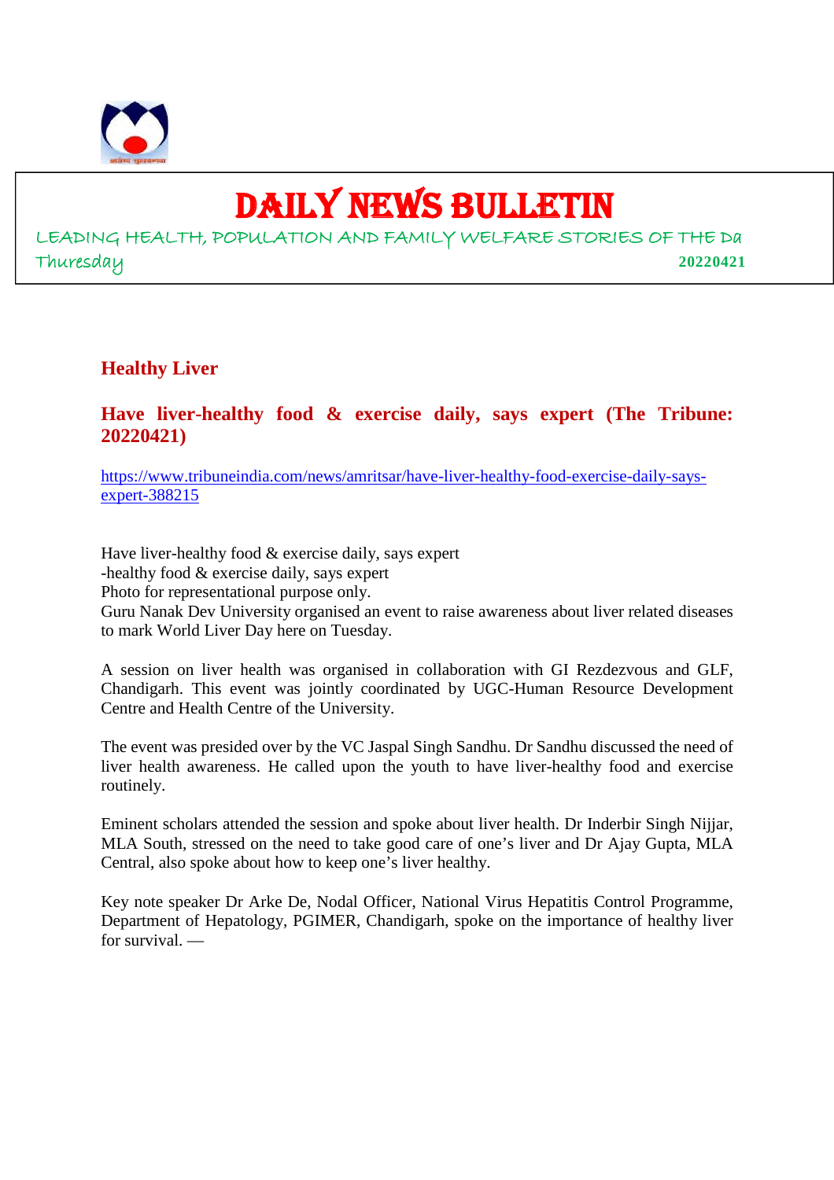# DAILY NEWS BULLETIN

LEADING HEALTH, POPULATION AND FAMILY WELFARE STORIES OF THE Da

Thuresday **20220421**

## Healthy Liver

### Have liver-healthy food & exercise daily, says expert (The Tribune: 20220421)

https://www.tribuneindia.com/news/amritsar/have-liver-healthy-food-exercise-daily-says-expert-388215

Have liver-healthy food & exercise daily, says expert
-healthy food & exercise daily, says expert
Photo for representational purpose only.
Guru Nanak Dev University organised an event to raise awareness about liver related diseases to mark World Liver Day here on Tuesday.

A session on liver health was organised in collaboration with GI Rezdezvous and GLF, Chandigarh. This event was jointly coordinated by UGC-Human Resource Development Centre and Health Centre of the University.

The event was presided over by the VC Jaspal Singh Sandhu. Dr Sandhu discussed the need of liver health awareness. He called upon the youth to have liver-healthy food and exercise routinely.

Eminent scholars attended the session and spoke about liver health. Dr Inderbir Singh Nijjar, MLA South, stressed on the need to take good care of one's liver and Dr Ajay Gupta, MLA Central, also spoke about how to keep one's liver healthy.

Key note speaker Dr Arke De, Nodal Officer, National Virus Hepatitis Control Programme, Department of Hepatology, PGIMER, Chandigarh, spoke on the importance of healthy liver for survival. —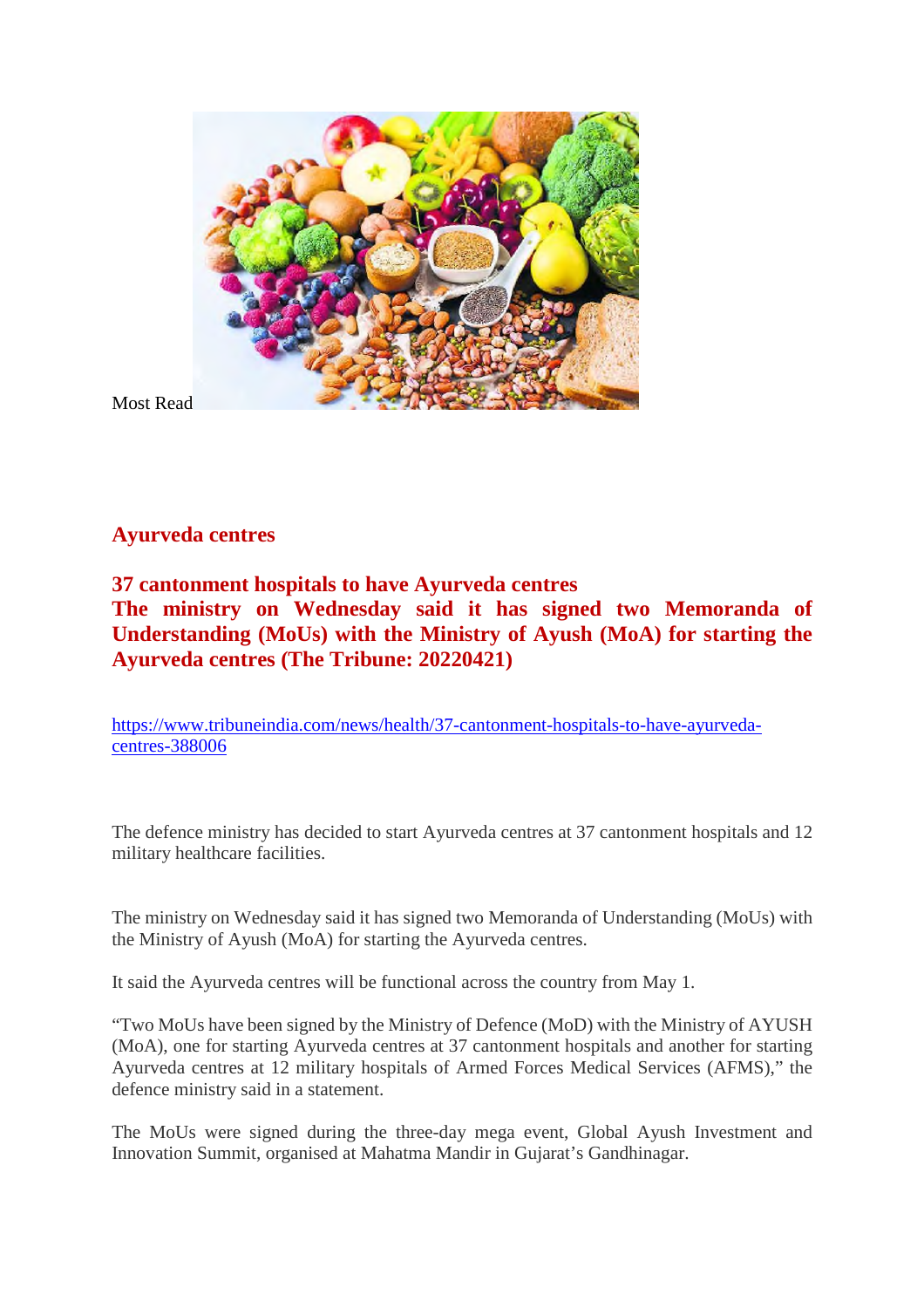Most Read

## Ayurveda centres

**37 cantonment hospitals to have Ayurveda centres**
**The ministry on Wednesday said it has signed two Memoranda of Understanding (MoUs) with the Ministry of Ayush (MoA) for starting the Ayurveda centres (The Tribune: 20220421)**

https://www.tribuneindia.com/news/health/37-cantonment-hospitals-to-have-ayurveda-centres-388006

The defence ministry has decided to start Ayurveda centres at 37 cantonment hospitals and 12 military healthcare facilities.

The ministry on Wednesday said it has signed two Memoranda of Understanding (MoUs) with the Ministry of Ayush (MoA) for starting the Ayurveda centres.

It said the Ayurveda centres will be functional across the country from May 1.

"Two MoUs have been signed by the Ministry of Defence (MoD) with the Ministry of AYUSH (MoA), one for starting Ayurveda centres at 37 cantonment hospitals and another for starting Ayurveda centres at 12 military hospitals of Armed Forces Medical Services (AFMS)," the defence ministry said in a statement.

The MoUs were signed during the three-day mega event, Global Ayush Investment and Innovation Summit, organised at Mahatma Mandir in Gujarat's Gandhinagar.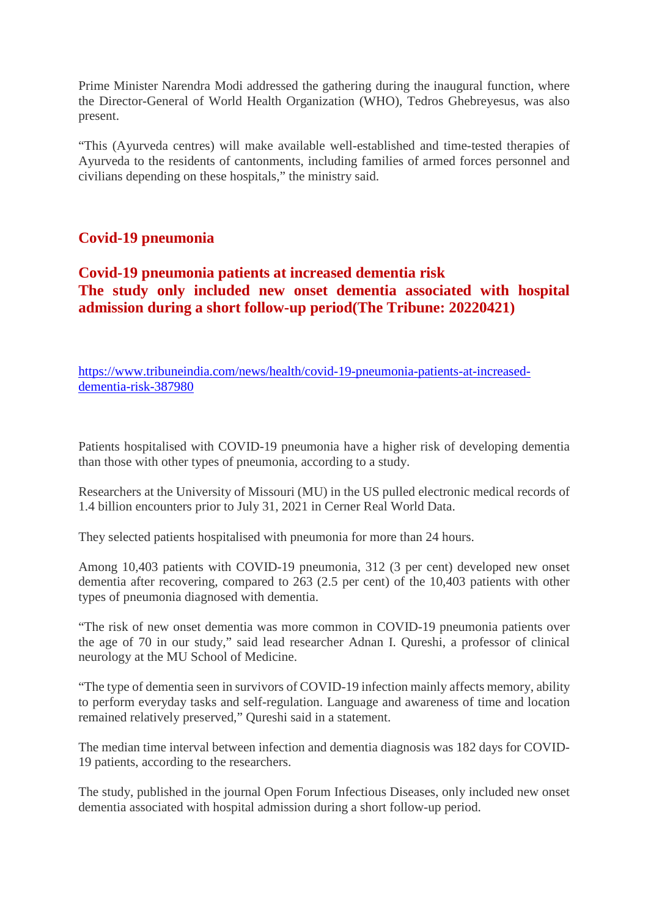Prime Minister Narendra Modi addressed the gathering during the inaugural function, where the Director-General of World Health Organization (WHO), Tedros Ghebreyesus, was also present.

“This (Ayurveda centres) will make available well-established and time-tested therapies of Ayurveda to the residents of cantonments, including families of armed forces personnel and civilians depending on these hospitals,” the ministry said.

## Covid-19 pneumonia

## Covid-19 pneumonia patients at increased dementia risk
## The study only included new onset dementia associated with hospital admission during a short follow-up period(The Tribune: 20220421)

https://www.tribuneindia.com/news/health/covid-19-pneumonia-patients-at-increased-dementia-risk-387980

Patients hospitalised with COVID-19 pneumonia have a higher risk of developing dementia than those with other types of pneumonia, according to a study.

Researchers at the University of Missouri (MU) in the US pulled electronic medical records of 1.4 billion encounters prior to July 31, 2021 in Cerner Real World Data.

They selected patients hospitalised with pneumonia for more than 24 hours.

Among 10,403 patients with COVID-19 pneumonia, 312 (3 per cent) developed new onset dementia after recovering, compared to 263 (2.5 per cent) of the 10,403 patients with other types of pneumonia diagnosed with dementia.

“The risk of new onset dementia was more common in COVID-19 pneumonia patients over the age of 70 in our study,” said lead researcher Adnan I. Qureshi, a professor of clinical neurology at the MU School of Medicine.

“The type of dementia seen in survivors of COVID-19 infection mainly affects memory, ability to perform everyday tasks and self-regulation. Language and awareness of time and location remained relatively preserved,” Qureshi said in a statement.

The median time interval between infection and dementia diagnosis was 182 days for COVID-19 patients, according to the researchers.

The study, published in the journal Open Forum Infectious Diseases, only included new onset dementia associated with hospital admission during a short follow-up period.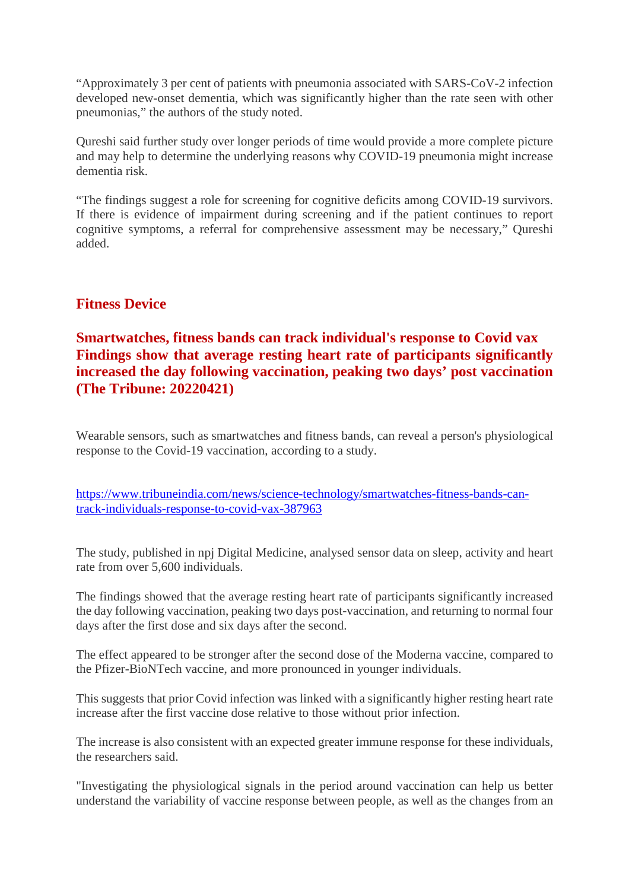“Approximately 3 per cent of patients with pneumonia associated with SARS-CoV-2 infection developed new-onset dementia, which was significantly higher than the rate seen with other pneumonias,” the authors of the study noted.

Qureshi said further study over longer periods of time would provide a more complete picture and may help to determine the underlying reasons why COVID-19 pneumonia might increase dementia risk.

“The findings suggest a role for screening for cognitive deficits among COVID-19 survivors. If there is evidence of impairment during screening and if the patient continues to report cognitive symptoms, a referral for comprehensive assessment may be necessary,” Qureshi added.

## Fitness Device

### Smartwatches, fitness bands can track individual's response to Covid vax
### Findings show that average resting heart rate of participants significantly increased the day following vaccination, peaking two days’ post vaccination (The Tribune: 20220421)

Wearable sensors, such as smartwatches and fitness bands, can reveal a person's physiological response to the Covid-19 vaccination, according to a study.

https://www.tribuneindia.com/news/science-technology/smartwatches-fitness-bands-can-track-individuals-response-to-covid-vax-387963

The study, published in npj Digital Medicine, analysed sensor data on sleep, activity and heart rate from over 5,600 individuals.

The findings showed that the average resting heart rate of participants significantly increased the day following vaccination, peaking two days post-vaccination, and returning to normal four days after the first dose and six days after the second.

The effect appeared to be stronger after the second dose of the Moderna vaccine, compared to the Pfizer-BioNTech vaccine, and more pronounced in younger individuals.

This suggests that prior Covid infection was linked with a significantly higher resting heart rate increase after the first vaccine dose relative to those without prior infection.

The increase is also consistent with an expected greater immune response for these individuals, the researchers said.

"Investigating the physiological signals in the period around vaccination can help us better understand the variability of vaccine response between people, as well as the changes from an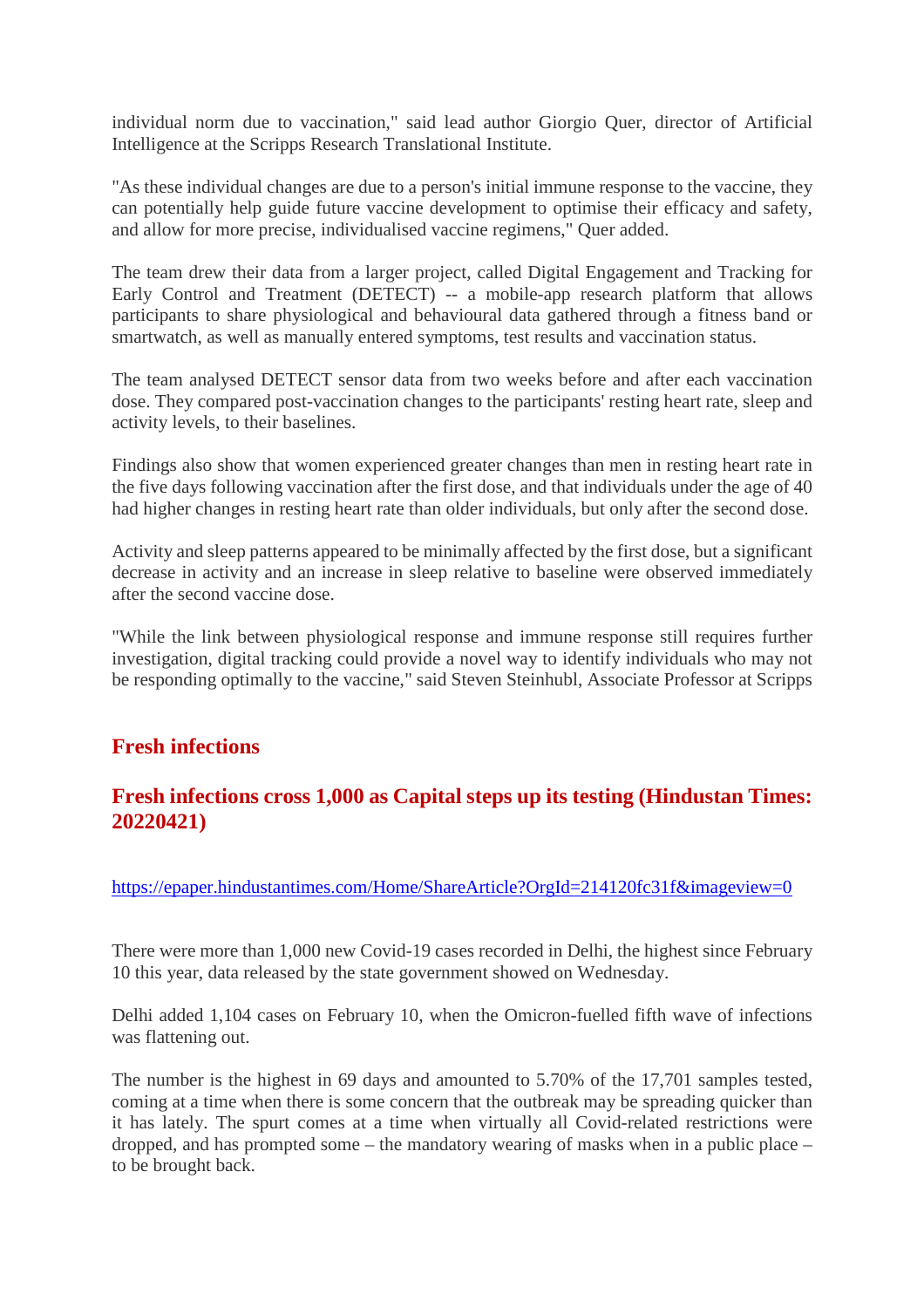individual norm due to vaccination," said lead author Giorgio Quer, director of Artificial Intelligence at the Scripps Research Translational Institute.

"As these individual changes are due to a person's initial immune response to the vaccine, they can potentially help guide future vaccine development to optimise their efficacy and safety, and allow for more precise, individualised vaccine regimens," Quer added.

The team drew their data from a larger project, called Digital Engagement and Tracking for Early Control and Treatment (DETECT) -- a mobile-app research platform that allows participants to share physiological and behavioural data gathered through a fitness band or smartwatch, as well as manually entered symptoms, test results and vaccination status.

The team analysed DETECT sensor data from two weeks before and after each vaccination dose. They compared post-vaccination changes to the participants' resting heart rate, sleep and activity levels, to their baselines.

Findings also show that women experienced greater changes than men in resting heart rate in the five days following vaccination after the first dose, and that individuals under the age of 40 had higher changes in resting heart rate than older individuals, but only after the second dose.

Activity and sleep patterns appeared to be minimally affected by the first dose, but a significant decrease in activity and an increase in sleep relative to baseline were observed immediately after the second vaccine dose.

"While the link between physiological response and immune response still requires further investigation, digital tracking could provide a novel way to identify individuals who may not be responding optimally to the vaccine," said Steven Steinhubl, Associate Professor at Scripps

## Fresh infections

### Fresh infections cross 1,000 as Capital steps up its testing (Hindustan Times: 20220421)

https://epaper.hindustantimes.com/Home/ShareArticle?OrgId=214120fc31f&imageview=0

There were more than 1,000 new Covid-19 cases recorded in Delhi, the highest since February 10 this year, data released by the state government showed on Wednesday.

Delhi added 1,104 cases on February 10, when the Omicron-fuelled fifth wave of infections was flattening out.

The number is the highest in 69 days and amounted to 5.70% of the 17,701 samples tested, coming at a time when there is some concern that the outbreak may be spreading quicker than it has lately. The spurt comes at a time when virtually all Covid-related restrictions were dropped, and has prompted some – the mandatory wearing of masks when in a public place – to be brought back.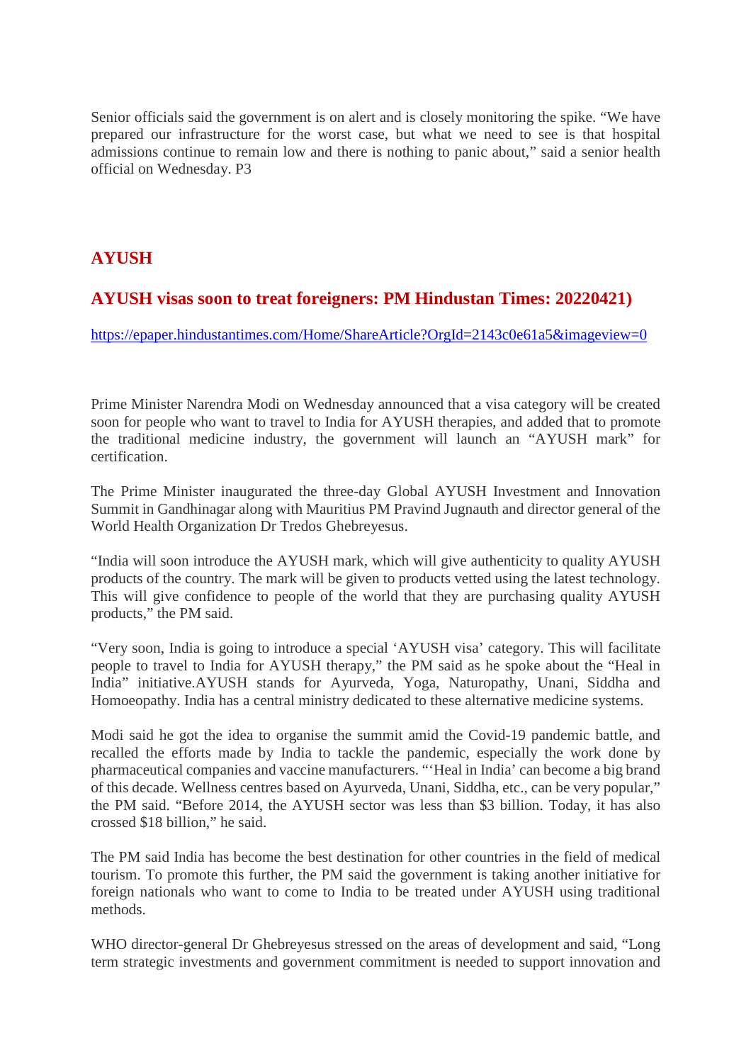Senior officials said the government is on alert and is closely monitoring the spike. “We have prepared our infrastructure for the worst case, but what we need to see is that hospital admissions continue to remain low and there is nothing to panic about,” said a senior health official on Wednesday. P3

## AYUSH

### AYUSH visas soon to treat foreigners: PM Hindustan Times: 20220421)

https://epaper.hindustantimes.com/Home/ShareArticle?OrgId=2143c0e61a5&imageview=0

Prime Minister Narendra Modi on Wednesday announced that a visa category will be created soon for people who want to travel to India for AYUSH therapies, and added that to promote the traditional medicine industry, the government will launch an “AYUSH mark” for certification.

The Prime Minister inaugurated the three-day Global AYUSH Investment and Innovation Summit in Gandhinagar along with Mauritius PM Pravind Jugnauth and director general of the World Health Organization Dr Tredos Ghebreyesus.

“India will soon introduce the AYUSH mark, which will give authenticity to quality AYUSH products of the country. The mark will be given to products vetted using the latest technology. This will give confidence to people of the world that they are purchasing quality AYUSH products,” the PM said.

“Very soon, India is going to introduce a special ‘AYUSH visa’ category. This will facilitate people to travel to India for AYUSH therapy,” the PM said as he spoke about the “Heal in India” initiative.AYUSH stands for Ayurveda, Yoga, Naturopathy, Unani, Siddha and Homoeopathy. India has a central ministry dedicated to these alternative medicine systems.

Modi said he got the idea to organise the summit amid the Covid-19 pandemic battle, and recalled the efforts made by India to tackle the pandemic, especially the work done by pharmaceutical companies and vaccine manufacturers. “‘Heal in India’ can become a big brand of this decade. Wellness centres based on Ayurveda, Unani, Siddha, etc., can be very popular,” the PM said. “Before 2014, the AYUSH sector was less than $3 billion. Today, it has also crossed $18 billion,” he said.

The PM said India has become the best destination for other countries in the field of medical tourism. To promote this further, the PM said the government is taking another initiative for foreign nationals who want to come to India to be treated under AYUSH using traditional methods.

WHO director-general Dr Ghebreyesus stressed on the areas of development and said, “Long term strategic investments and government commitment is needed to support innovation and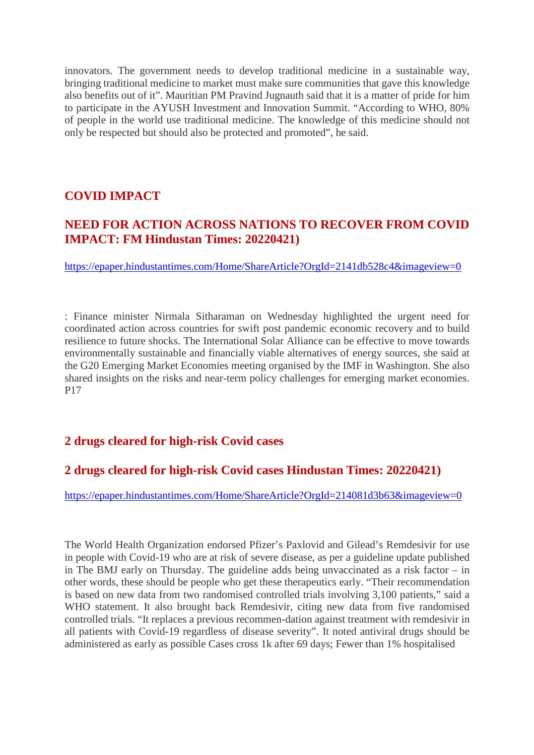innovators. The government needs to develop traditional medicine in a sustainable way, bringing traditional medicine to market must make sure communities that gave this knowledge also benefits out of it". Mauritian PM Pravind Jugnauth said that it is a matter of pride for him to participate in the AYUSH Investment and Innovation Summit. "According to WHO, 80% of people in the world use traditional medicine. The knowledge of this medicine should not only be respected but should also be protected and promoted", he said.

## COVID IMPACT

### NEED FOR ACTION ACROSS NATIONS TO RECOVER FROM COVID IMPACT: FM Hindustan Times: 20220421)

https://epaper.hindustantimes.com/Home/ShareArticle?OrgId=2141db528c4&imageview=0

: Finance minister Nirmala Sitharaman on Wednesday highlighted the urgent need for coordinated action across countries for swift post pandemic economic recovery and to build resilience to future shocks. The International Solar Alliance can be effective to move towards environmentally sustainable and financially viable alternatives of energy sources, she said at the G20 Emerging Market Economies meeting organised by the IMF in Washington. She also shared insights on the risks and near-term policy challenges for emerging market economies. P17

## 2 drugs cleared for high-risk Covid cases

### 2 drugs cleared for high-risk Covid cases Hindustan Times: 20220421)

https://epaper.hindustantimes.com/Home/ShareArticle?OrgId=214081d3b63&imageview=0

The World Health Organization endorsed Pfizer's Paxlovid and Gilead's Remdesivir for use in people with Covid-19 who are at risk of severe disease, as per a guideline update published in The BMJ early on Thursday. The guideline adds being unvaccinated as a risk factor – in other words, these should be people who get these therapeutics early. "Their recommendation is based on new data from two randomised controlled trials involving 3,100 patients," said a WHO statement. It also brought back Remdesivir, citing new data from five randomised controlled trials. "It replaces a previous recommen-dation against treatment with remdesivir in all patients with Covid-19 regardless of disease severity". It noted antiviral drugs should be administered as early as possible Cases cross 1k after 69 days; Fewer than 1% hospitalised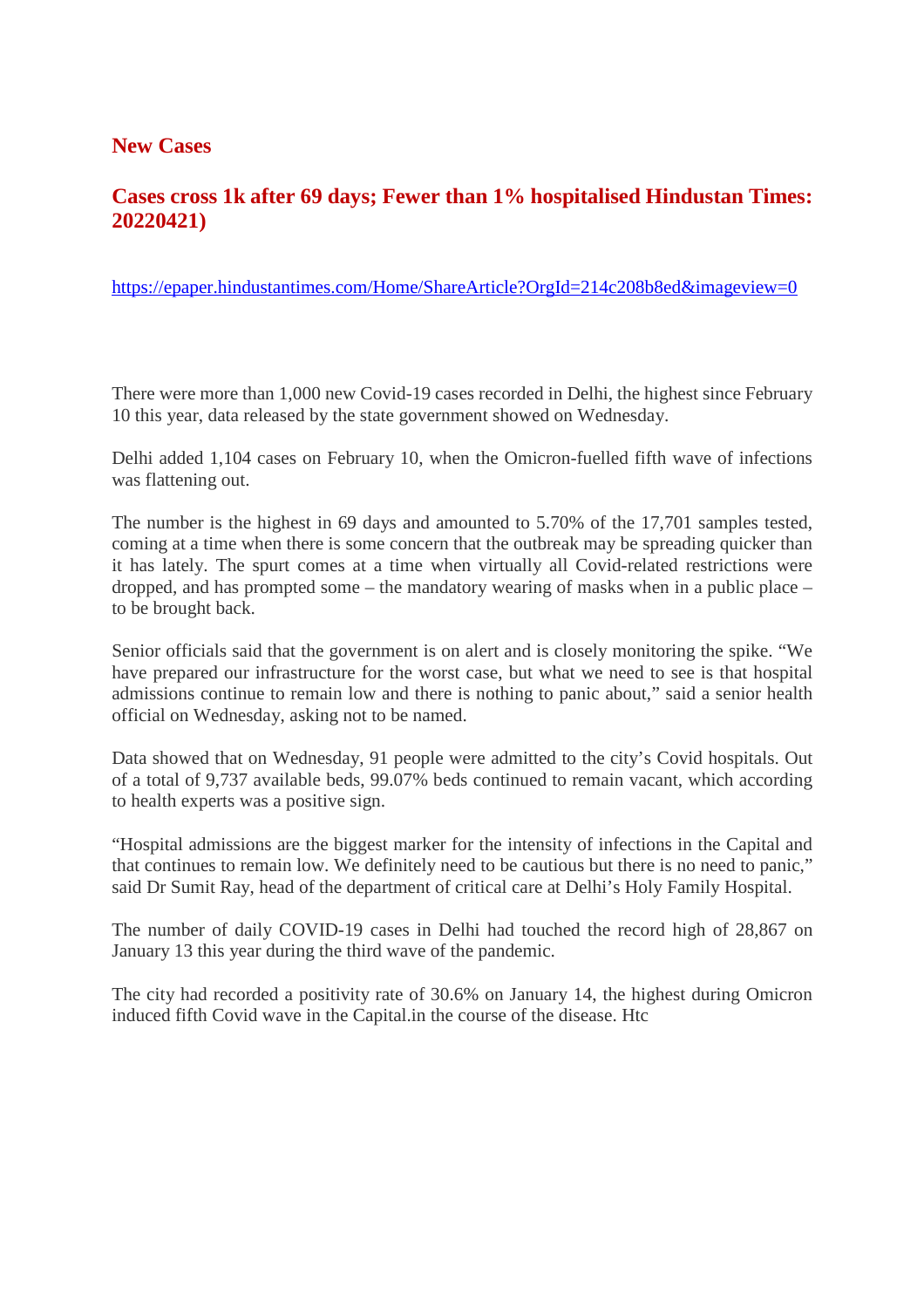## New Cases

## Cases cross 1k after 69 days; Fewer than 1% hospitalised Hindustan Times: 20220421)

https://epaper.hindustantimes.com/Home/ShareArticle?OrgId=214c208b8ed&imageview=0

There were more than 1,000 new Covid-19 cases recorded in Delhi, the highest since February 10 this year, data released by the state government showed on Wednesday.

Delhi added 1,104 cases on February 10, when the Omicron-fuelled fifth wave of infections was flattening out.

The number is the highest in 69 days and amounted to 5.70% of the 17,701 samples tested, coming at a time when there is some concern that the outbreak may be spreading quicker than it has lately. The spurt comes at a time when virtually all Covid-related restrictions were dropped, and has prompted some – the mandatory wearing of masks when in a public place – to be brought back.

Senior officials said that the government is on alert and is closely monitoring the spike. "We have prepared our infrastructure for the worst case, but what we need to see is that hospital admissions continue to remain low and there is nothing to panic about," said a senior health official on Wednesday, asking not to be named.

Data showed that on Wednesday, 91 people were admitted to the city's Covid hospitals. Out of a total of 9,737 available beds, 99.07% beds continued to remain vacant, which according to health experts was a positive sign.

"Hospital admissions are the biggest marker for the intensity of infections in the Capital and that continues to remain low. We definitely need to be cautious but there is no need to panic," said Dr Sumit Ray, head of the department of critical care at Delhi's Holy Family Hospital.

The number of daily COVID-19 cases in Delhi had touched the record high of 28,867 on January 13 this year during the third wave of the pandemic.

The city had recorded a positivity rate of 30.6% on January 14, the highest during Omicron induced fifth Covid wave in the Capital.in the course of the disease. Htc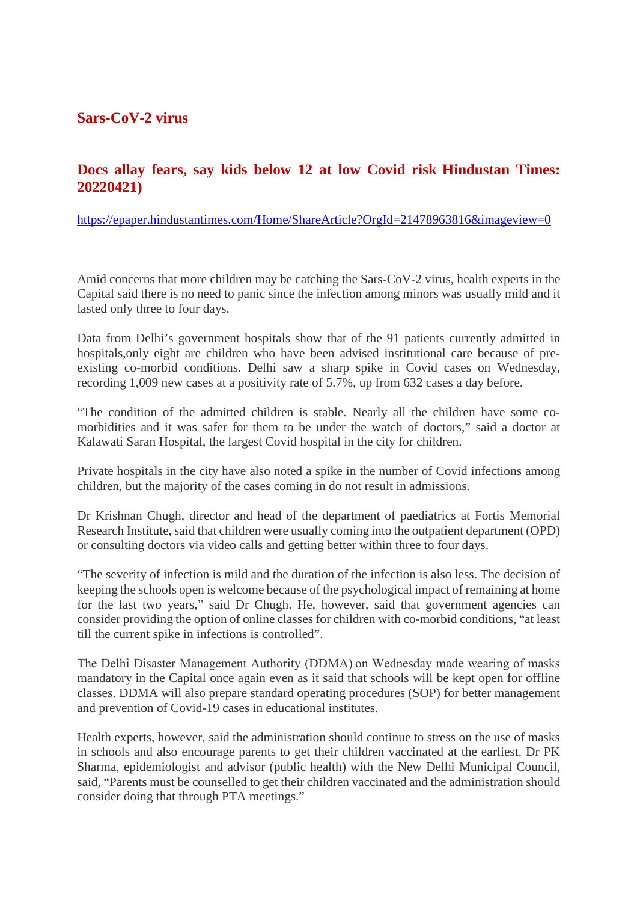## Sars-CoV-2 virus

## Docs allay fears, say kids below 12 at low Covid risk Hindustan Times: 20220421)

https://epaper.hindustantimes.com/Home/ShareArticle?OrgId=21478963816&imageview=0

Amid concerns that more children may be catching the Sars-CoV-2 virus, health experts in the Capital said there is no need to panic since the infection among minors was usually mild and it lasted only three to four days.

Data from Delhi's government hospitals show that of the 91 patients currently admitted in hospitals,only eight are children who have been advised institutional care because of pre-existing co-morbid conditions. Delhi saw a sharp spike in Covid cases on Wednesday, recording 1,009 new cases at a positivity rate of 5.7%, up from 632 cases a day before.

"The condition of the admitted children is stable. Nearly all the children have some co-morbidities and it was safer for them to be under the watch of doctors," said a doctor at Kalawati Saran Hospital, the largest Covid hospital in the city for children.

Private hospitals in the city have also noted a spike in the number of Covid infections among children, but the majority of the cases coming in do not result in admissions.

Dr Krishnan Chugh, director and head of the department of paediatrics at Fortis Memorial Research Institute, said that children were usually coming into the outpatient department (OPD) or consulting doctors via video calls and getting better within three to four days.

"The severity of infection is mild and the duration of the infection is also less. The decision of keeping the schools open is welcome because of the psychological impact of remaining at home for the last two years," said Dr Chugh. He, however, said that government agencies can consider providing the option of online classes for children with co-morbid conditions, "at least till the current spike in infections is controlled".

The Delhi Disaster Management Authority (DDMA) on Wednesday made wearing of masks mandatory in the Capital once again even as it said that schools will be kept open for offline classes. DDMA will also prepare standard operating procedures (SOP) for better management and prevention of Covid-19 cases in educational institutes.

Health experts, however, said the administration should continue to stress on the use of masks in schools and also encourage parents to get their children vaccinated at the earliest. Dr PK Sharma, epidemiologist and advisor (public health) with the New Delhi Municipal Council, said, "Parents must be counselled to get their children vaccinated and the administration should consider doing that through PTA meetings."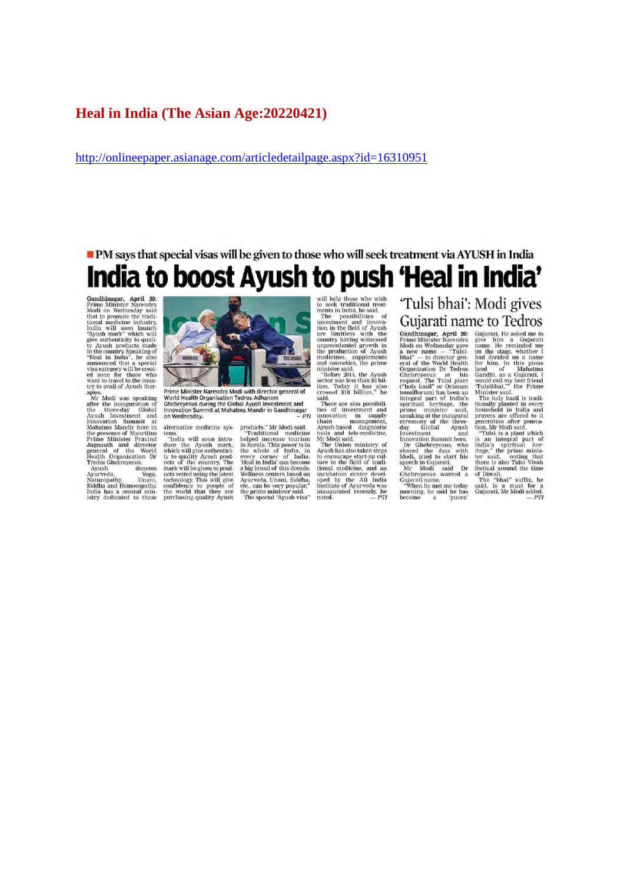## Heal in India (The Asian Age:20220421)

http://onlineepaper.asianage.com/articledetailpage.aspx?id=16310951

■ PM says that special visas will be given to those who will seek treatment via AYUSH in India

# India to boost Ayush to push 'Heal in India'

**Gandhinagar, April 20:** Prime Minister Narendra Modi on Wednesday said that to promote the traditional medicine industry, India will soon launch "Ayush mark" which will give authenticity to quality Ayush products made in the country. Speaking of "Heal in India", he also announced that a special visa category will be created soon for those who want to travel to the country to avail of Ayush therapies.

Mr Modi was speaking after the inauguration of the three-day Global Ayush Investment and Innovation Summit at Mahatma Mandir here in the presence of Mauritius Prime Minister Pravind Jugnauth and director general of the World Health Organisation Dr Tredos Ghebreyesus.

Ayush denotes Ayurveda, Yoga, Naturopathy, Unani, Siddha and Homoeopathy. India has a central ministry dedicated to those alternative medicine systems.

"India will soon introduce the Ayush mark, which will give authenticity to quality Ayush products of the country. The mark will be given to products vetted using the latest technology. This will give confidence to people of the world that they are purchasing quality Ayush products," Mr Modi said.

"Traditional medicine helped increase tourism in Kerala. This power is in the whole of India, in every corner of India. 'Heal in India' can become a big brand of this decade. Wellness centers based on Ayurveda, Unani, Siddha, etc., can be very popular," the prime minister said.

The special "Ayush visa" will help those who wish to seek traditional treatments in India, he said.

The possibilities of investment and innovation in the field of Ayush are limitless with the country having witnessed unprecedented growth in the production of Ayush medicines, supplements and cosmetics, the prime minister said.

"Before 2014, the Ayush sector was less than $3 billion. Today it has also crossed $18 billion," he said.

There are also possibilities of investment and innovation in supply chain management, Ayush-based diagnostic tools and tele-medicine, Mr Modi said.

The Union ministry of Ayush has also taken steps to encourage start-up culture in the field of traditional medicine, and an incubation center developed by the All India Institute of Ayurveda was inaugurated recently, he noted. — *PTI*

Prime Minister Narendra Modi with director general of World Health Organisation Tedros Adhanom Ghebreyesus during the Global Ayush Investment and Innovation Summit at Mahatma Mandir in Gandhinagar on Wednesday. — *PTI*

## 'Tulsi bhai': Modi gives Gujarati name to Tedros

**Gandhinagar, April 20:** Prime Minister Narendra Modi on Wednesday gave a new name — "Tulsi-bhai" — to director general of the World Health Organization Dr Tedros Ghebreyesus at his request. The Tulsi plant ("holy basil" or Ocimum tenuiflorum) has been an integral part of India's spiritual heritage, the prime minister said, speaking at the inaugural ceremony of the three-day Global Ayush Investment and Innovation Summit here.

Dr Ghebreyesus, who shared the dais with Modi, tried to start his speech in Gujarati.

Mr Modi said Dr Ghebreyesus wanted a Gujarati name.

"When he met me today morning, he said he has become a 'pucca' Gujarati. He asked me to give him a Gujarati name. He reminded me on the stage, whether I had decided on a name for him. In this pious land of Mahatma Gandhi, as a Gujarati, I would call my best friend 'Tulsibhai,'" the Prime Minister said.

The holy basil is traditionally planted in every household in India and prayers are offered to it generation after generation, Mr Modi said.

"Tulsi is a plant which is an integral part of India's spiritual heritage," the prime minister said, noting that there is also Tulsi Vivah festival around the time of Diwali.

The "bhai" suffix, he said, is a must for a Gujarati, Mr Modi added. — *PTI*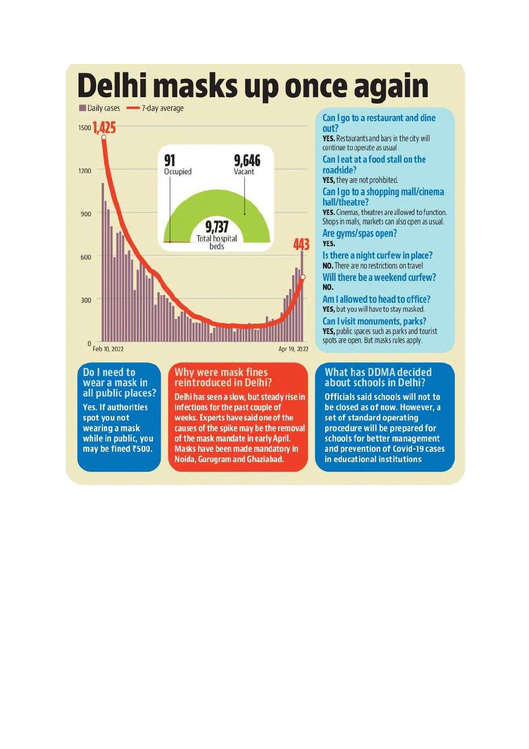# Delhi masks up once again

Daily cases — 7-day average

1500 **1,425**

1200

900

600

300

0

Feb 10, 2022 — Apr 19, 2022

**443**

**91** Occupied — **9,646** Vacant

**9,737** Total hospital beds

### Can I go to a restaurant and dine out?

**YES.** Restaurants and bars in the city will continue to operate as usual

### Can I eat at a food stall on the roadside?

**YES,** they are not prohibited.

### Can I go to a shopping mall/cinema hall/theatre?

**YES.** Cinemas, theatres are allowed to function. Shops in malls, markets can also open as usual.

### Are gyms/spas open?

**YES.**

### Is there a night curfew in place?

**NO.** There are no restrictions on travel

### Will there be a weekend curfew?

**NO.**

### Am I allowed to head to office?

**YES,** but you will have to stay masked.

### Can I visit monuments, parks?

**YES,** public spaces such as parks and tourist spots are open. But masks rules apply.

### Do I need to wear a mask in all public places?

Yes. If authorities spot you not wearing a mask while in public, you may be fined ₹500.

### Why were mask fines reintroduced in Delhi?

Delhi has seen a slow, but steady rise in infections for the past couple of weeks. Experts have said one of the causes of the spike may be the removal of the mask mandate in early April. Masks have been made mandatory in Noida, Gurugram and Ghaziabad.

### What has DDMA decided about schools in Delhi?

Officials said schools will not to be closed as of now. However, a set of standard operating procedure will be prepared for schools for better management and prevention of Covid-19 cases in educational institutions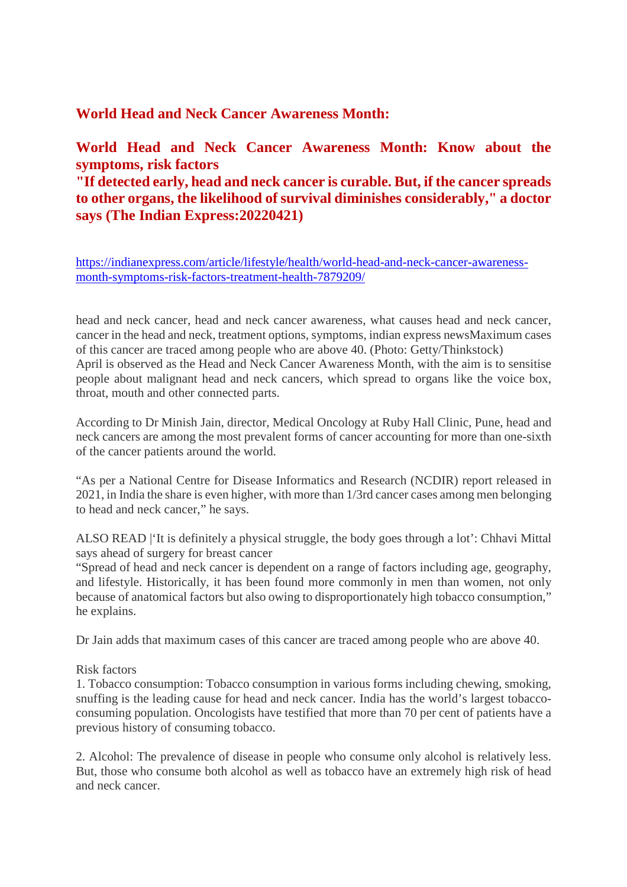## World Head and Neck Cancer Awareness Month:

## World Head and Neck Cancer Awareness Month: Know about the symptoms, risk factors

**"If detected early, head and neck cancer is curable. But, if the cancer spreads to other organs, the likelihood of survival diminishes considerably," a doctor says (The Indian Express:20220421)**

https://indianexpress.com/article/lifestyle/health/world-head-and-neck-cancer-awareness-month-symptoms-risk-factors-treatment-health-7879209/

head and neck cancer, head and neck cancer awareness, what causes head and neck cancer, cancer in the head and neck, treatment options, symptoms, indian express newsMaximum cases of this cancer are traced among people who are above 40. (Photo: Getty/Thinkstock)

April is observed as the Head and Neck Cancer Awareness Month, with the aim is to sensitise people about malignant head and neck cancers, which spread to organs like the voice box, throat, mouth and other connected parts.

According to Dr Minish Jain, director, Medical Oncology at Ruby Hall Clinic, Pune, head and neck cancers are among the most prevalent forms of cancer accounting for more than one-sixth of the cancer patients around the world.

“As per a National Centre for Disease Informatics and Research (NCDIR) report released in 2021, in India the share is even higher, with more than 1/3rd cancer cases among men belonging to head and neck cancer,” he says.

ALSO READ |‘It is definitely a physical struggle, the body goes through a lot’: Chhavi Mittal says ahead of surgery for breast cancer

“Spread of head and neck cancer is dependent on a range of factors including age, geography, and lifestyle. Historically, it has been found more commonly in men than women, not only because of anatomical factors but also owing to disproportionately high tobacco consumption,” he explains.

Dr Jain adds that maximum cases of this cancer are traced among people who are above 40.

Risk factors

1. Tobacco consumption: Tobacco consumption in various forms including chewing, smoking, snuffing is the leading cause for head and neck cancer. India has the world’s largest tobacco-consuming population. Oncologists have testified that more than 70 per cent of patients have a previous history of consuming tobacco.

2. Alcohol: The prevalence of disease in people who consume only alcohol is relatively less. But, those who consume both alcohol as well as tobacco have an extremely high risk of head and neck cancer.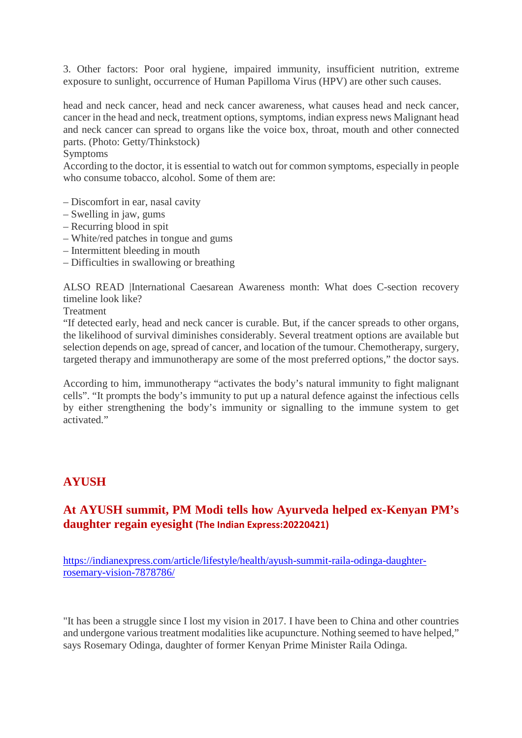3. Other factors: Poor oral hygiene, impaired immunity, insufficient nutrition, extreme exposure to sunlight, occurrence of Human Papilloma Virus (HPV) are other such causes.

head and neck cancer, head and neck cancer awareness, what causes head and neck cancer, cancer in the head and neck, treatment options, symptoms, indian express news Malignant head and neck cancer can spread to organs like the voice box, throat, mouth and other connected parts. (Photo: Getty/Thinkstock)

Symptoms

According to the doctor, it is essential to watch out for common symptoms, especially in people who consume tobacco, alcohol. Some of them are:

– Discomfort in ear, nasal cavity
– Swelling in jaw, gums
– Recurring blood in spit
– White/red patches in tongue and gums
– Intermittent bleeding in mouth
– Difficulties in swallowing or breathing

ALSO READ |International Caesarean Awareness month: What does C-section recovery timeline look like?

Treatment

"If detected early, head and neck cancer is curable. But, if the cancer spreads to other organs, the likelihood of survival diminishes considerably. Several treatment options are available but selection depends on age, spread of cancer, and location of the tumour. Chemotherapy, surgery, targeted therapy and immunotherapy are some of the most preferred options," the doctor says.

According to him, immunotherapy "activates the body's natural immunity to fight malignant cells". "It prompts the body's immunity to put up a natural defence against the infectious cells by either strengthening the body's immunity or signalling to the immune system to get activated."

## AYUSH

### At AYUSH summit, PM Modi tells how Ayurveda helped ex-Kenyan PM's daughter regain eyesight (The Indian Express:20220421)

https://indianexpress.com/article/lifestyle/health/ayush-summit-raila-odinga-daughter-rosemary-vision-7878786/

"It has been a struggle since I lost my vision in 2017. I have been to China and other countries and undergone various treatment modalities like acupuncture. Nothing seemed to have helped," says Rosemary Odinga, daughter of former Kenyan Prime Minister Raila Odinga.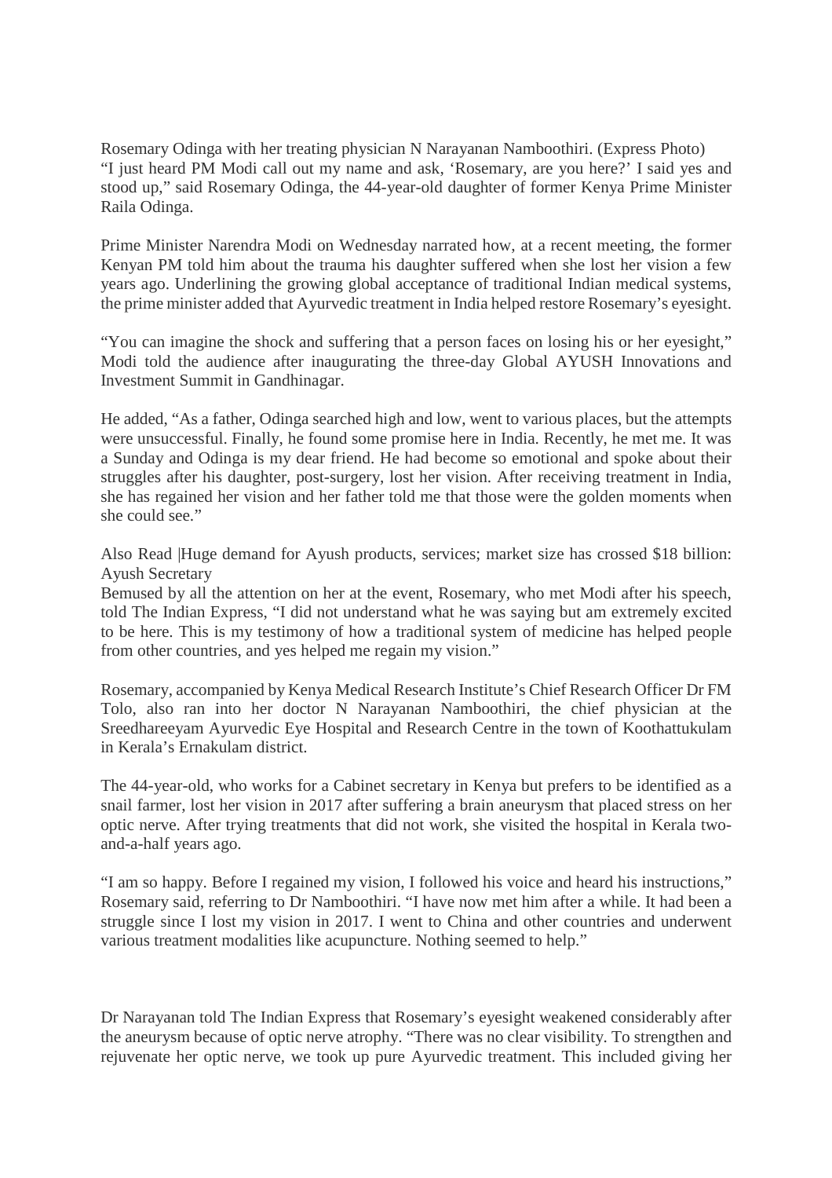Rosemary Odinga with her treating physician N Narayanan Namboothiri. (Express Photo)
"I just heard PM Modi call out my name and ask, 'Rosemary, are you here?' I said yes and stood up," said Rosemary Odinga, the 44-year-old daughter of former Kenya Prime Minister Raila Odinga.

Prime Minister Narendra Modi on Wednesday narrated how, at a recent meeting, the former Kenyan PM told him about the trauma his daughter suffered when she lost her vision a few years ago. Underlining the growing global acceptance of traditional Indian medical systems, the prime minister added that Ayurvedic treatment in India helped restore Rosemary's eyesight.

"You can imagine the shock and suffering that a person faces on losing his or her eyesight," Modi told the audience after inaugurating the three-day Global AYUSH Innovations and Investment Summit in Gandhinagar.

He added, "As a father, Odinga searched high and low, went to various places, but the attempts were unsuccessful. Finally, he found some promise here in India. Recently, he met me. It was a Sunday and Odinga is my dear friend. He had become so emotional and spoke about their struggles after his daughter, post-surgery, lost her vision. After receiving treatment in India, she has regained her vision and her father told me that those were the golden moments when she could see."

Also Read |Huge demand for Ayush products, services; market size has crossed $18 billion: Ayush Secretary
Bemused by all the attention on her at the event, Rosemary, who met Modi after his speech, told The Indian Express, "I did not understand what he was saying but am extremely excited to be here. This is my testimony of how a traditional system of medicine has helped people from other countries, and yes helped me regain my vision."

Rosemary, accompanied by Kenya Medical Research Institute's Chief Research Officer Dr FM Tolo, also ran into her doctor N Narayanan Namboothiri, the chief physician at the Sreedhareeyam Ayurvedic Eye Hospital and Research Centre in the town of Koothattukulam in Kerala's Ernakulam district.

The 44-year-old, who works for a Cabinet secretary in Kenya but prefers to be identified as a snail farmer, lost her vision in 2017 after suffering a brain aneurysm that placed stress on her optic nerve. After trying treatments that did not work, she visited the hospital in Kerala two-and-a-half years ago.

"I am so happy. Before I regained my vision, I followed his voice and heard his instructions," Rosemary said, referring to Dr Namboothiri. "I have now met him after a while. It had been a struggle since I lost my vision in 2017. I went to China and other countries and underwent various treatment modalities like acupuncture. Nothing seemed to help."

Dr Narayanan told The Indian Express that Rosemary's eyesight weakened considerably after the aneurysm because of optic nerve atrophy. "There was no clear visibility. To strengthen and rejuvenate her optic nerve, we took up pure Ayurvedic treatment. This included giving her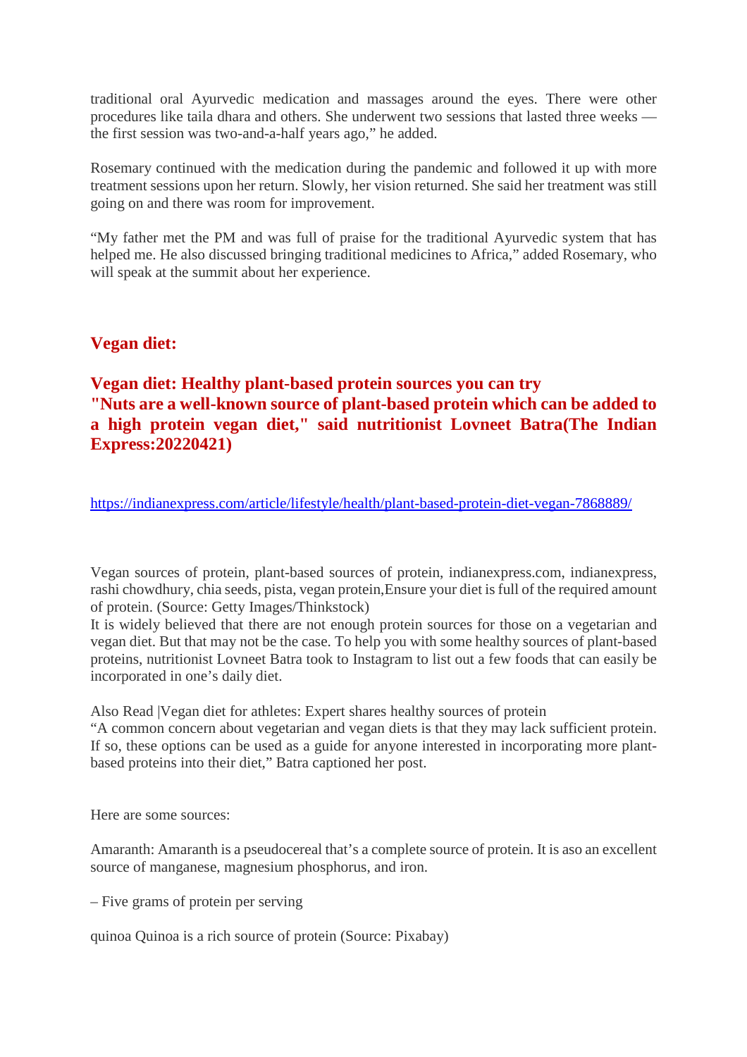traditional oral Ayurvedic medication and massages around the eyes. There were other procedures like taila dhara and others. She underwent two sessions that lasted three weeks — the first session was two-and-a-half years ago," he added.

Rosemary continued with the medication during the pandemic and followed it up with more treatment sessions upon her return. Slowly, her vision returned. She said her treatment was still going on and there was room for improvement.

"My father met the PM and was full of praise for the traditional Ayurvedic system that has helped me. He also discussed bringing traditional medicines to Africa," added Rosemary, who will speak at the summit about her experience.

## Vegan diet:

### Vegan diet: Healthy plant-based protein sources you can try
### "Nuts are a well-known source of plant-based protein which can be added to a high protein vegan diet," said nutritionist Lovneet Batra(The Indian Express:20220421)

https://indianexpress.com/article/lifestyle/health/plant-based-protein-diet-vegan-7868889/

Vegan sources of protein, plant-based sources of protein, indianexpress.com, indianexpress, rashi chowdhury, chia seeds, pista, vegan protein,Ensure your diet is full of the required amount of protein. (Source: Getty Images/Thinkstock)
It is widely believed that there are not enough protein sources for those on a vegetarian and vegan diet. But that may not be the case. To help you with some healthy sources of plant-based proteins, nutritionist Lovneet Batra took to Instagram to list out a few foods that can easily be incorporated in one's daily diet.

Also Read |Vegan diet for athletes: Expert shares healthy sources of protein
"A common concern about vegetarian and vegan diets is that they may lack sufficient protein. If so, these options can be used as a guide for anyone interested in incorporating more plant-based proteins into their diet," Batra captioned her post.

Here are some sources:

Amaranth: Amaranth is a pseudocereal that's a complete source of protein. It is aso an excellent source of manganese, magnesium phosphorus, and iron.

– Five grams of protein per serving

quinoa Quinoa is a rich source of protein (Source: Pixabay)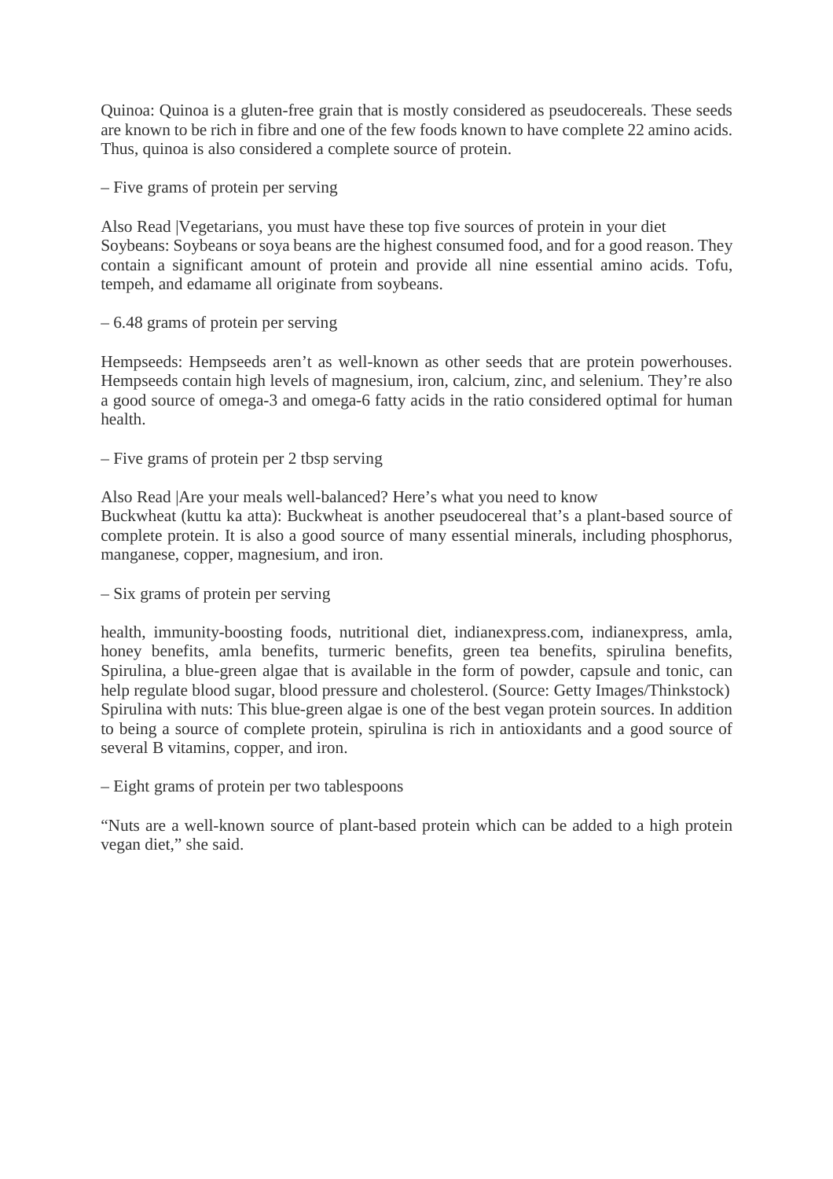Quinoa: Quinoa is a gluten-free grain that is mostly considered as pseudocereals. These seeds are known to be rich in fibre and one of the few foods known to have complete 22 amino acids. Thus, quinoa is also considered a complete source of protein.

– Five grams of protein per serving

Also Read |Vegetarians, you must have these top five sources of protein in your diet
Soybeans: Soybeans or soya beans are the highest consumed food, and for a good reason. They contain a significant amount of protein and provide all nine essential amino acids. Tofu, tempeh, and edamame all originate from soybeans.

– 6.48 grams of protein per serving

Hempseeds: Hempseeds aren't as well-known as other seeds that are protein powerhouses. Hempseeds contain high levels of magnesium, iron, calcium, zinc, and selenium. They're also a good source of omega-3 and omega-6 fatty acids in the ratio considered optimal for human health.

– Five grams of protein per 2 tbsp serving

Also Read |Are your meals well-balanced? Here's what you need to know
Buckwheat (kuttu ka atta): Buckwheat is another pseudocereal that's a plant-based source of complete protein. It is also a good source of many essential minerals, including phosphorus, manganese, copper, magnesium, and iron.

– Six grams of protein per serving

health, immunity-boosting foods, nutritional diet, indianexpress.com, indianexpress, amla, honey benefits, amla benefits, turmeric benefits, green tea benefits, spirulina benefits, Spirulina, a blue-green algae that is available in the form of powder, capsule and tonic, can help regulate blood sugar, blood pressure and cholesterol. (Source: Getty Images/Thinkstock)
Spirulina with nuts: This blue-green algae is one of the best vegan protein sources. In addition to being a source of complete protein, spirulina is rich in antioxidants and a good source of several B vitamins, copper, and iron.

– Eight grams of protein per two tablespoons

"Nuts are a well-known source of plant-based protein which can be added to a high protein vegan diet," she said.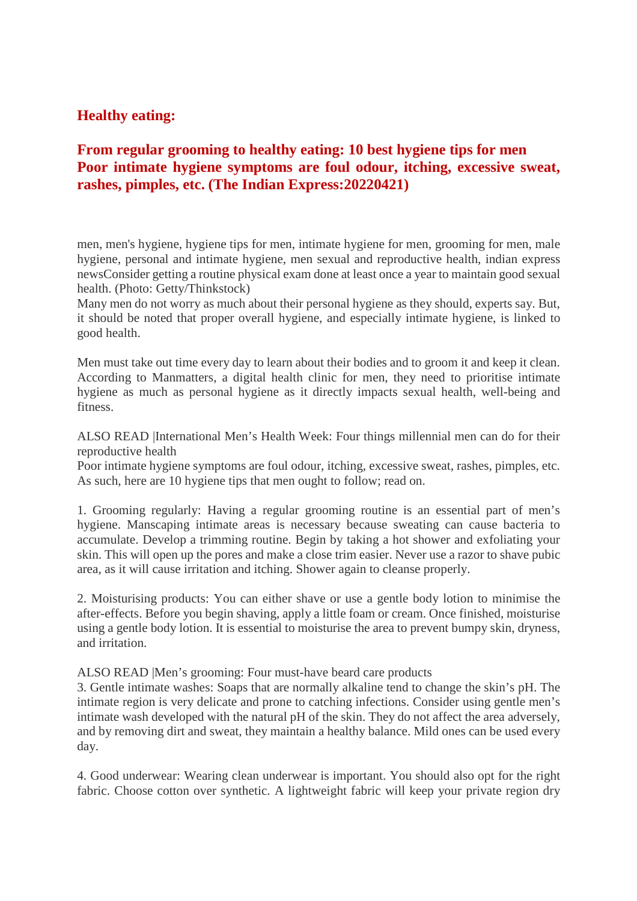## Healthy eating:

## From regular grooming to healthy eating: 10 best hygiene tips for men Poor intimate hygiene symptoms are foul odour, itching, excessive sweat, rashes, pimples, etc. (The Indian Express:20220421)

men, men's hygiene, hygiene tips for men, intimate hygiene for men, grooming for men, male hygiene, personal and intimate hygiene, men sexual and reproductive health, indian express newsConsider getting a routine physical exam done at least once a year to maintain good sexual health. (Photo: Getty/Thinkstock)
Many men do not worry as much about their personal hygiene as they should, experts say. But, it should be noted that proper overall hygiene, and especially intimate hygiene, is linked to good health.

Men must take out time every day to learn about their bodies and to groom it and keep it clean. According to Manmatters, a digital health clinic for men, they need to prioritise intimate hygiene as much as personal hygiene as it directly impacts sexual health, well-being and fitness.

ALSO READ |International Men's Health Week: Four things millennial men can do for their reproductive health
Poor intimate hygiene symptoms are foul odour, itching, excessive sweat, rashes, pimples, etc. As such, here are 10 hygiene tips that men ought to follow; read on.

1. Grooming regularly: Having a regular grooming routine is an essential part of men's hygiene. Manscaping intimate areas is necessary because sweating can cause bacteria to accumulate. Develop a trimming routine. Begin by taking a hot shower and exfoliating your skin. This will open up the pores and make a close trim easier. Never use a razor to shave pubic area, as it will cause irritation and itching. Shower again to cleanse properly.

2. Moisturising products: You can either shave or use a gentle body lotion to minimise the after-effects. Before you begin shaving, apply a little foam or cream. Once finished, moisturise using a gentle body lotion. It is essential to moisturise the area to prevent bumpy skin, dryness, and irritation.

ALSO READ |Men's grooming: Four must-have beard care products
3. Gentle intimate washes: Soaps that are normally alkaline tend to change the skin's pH. The intimate region is very delicate and prone to catching infections. Consider using gentle men's intimate wash developed with the natural pH of the skin. They do not affect the area adversely, and by removing dirt and sweat, they maintain a healthy balance. Mild ones can be used every day.

4. Good underwear: Wearing clean underwear is important. You should also opt for the right fabric. Choose cotton over synthetic. A lightweight fabric will keep your private region dry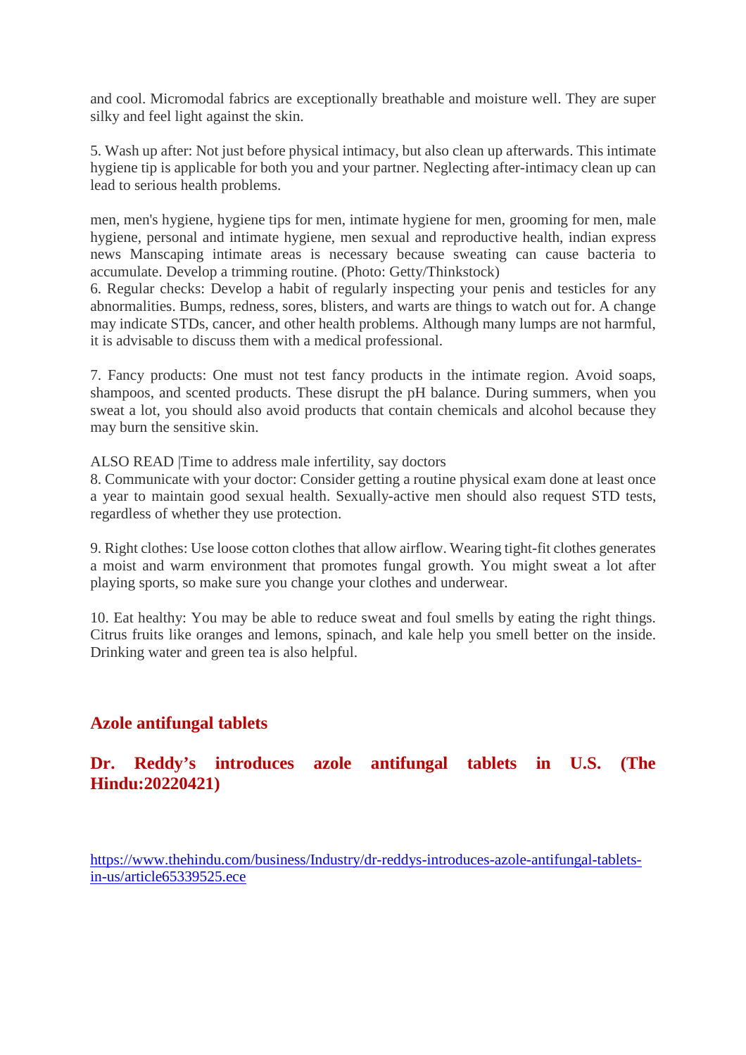and cool. Micromodal fabrics are exceptionally breathable and moisture well. They are super silky and feel light against the skin.

5. Wash up after: Not just before physical intimacy, but also clean up afterwards. This intimate hygiene tip is applicable for both you and your partner. Neglecting after-intimacy clean up can lead to serious health problems.

men, men's hygiene, hygiene tips for men, intimate hygiene for men, grooming for men, male hygiene, personal and intimate hygiene, men sexual and reproductive health, indian express news Manscaping intimate areas is necessary because sweating can cause bacteria to accumulate. Develop a trimming routine. (Photo: Getty/Thinkstock)

6. Regular checks: Develop a habit of regularly inspecting your penis and testicles for any abnormalities. Bumps, redness, sores, blisters, and warts are things to watch out for. A change may indicate STDs, cancer, and other health problems. Although many lumps are not harmful, it is advisable to discuss them with a medical professional.

7. Fancy products: One must not test fancy products in the intimate region. Avoid soaps, shampoos, and scented products. These disrupt the pH balance. During summers, when you sweat a lot, you should also avoid products that contain chemicals and alcohol because they may burn the sensitive skin.

ALSO READ |Time to address male infertility, say doctors

8. Communicate with your doctor: Consider getting a routine physical exam done at least once a year to maintain good sexual health. Sexually-active men should also request STD tests, regardless of whether they use protection.

9. Right clothes: Use loose cotton clothes that allow airflow. Wearing tight-fit clothes generates a moist and warm environment that promotes fungal growth. You might sweat a lot after playing sports, so make sure you change your clothes and underwear.

10. Eat healthy: You may be able to reduce sweat and foul smells by eating the right things. Citrus fruits like oranges and lemons, spinach, and kale help you smell better on the inside. Drinking water and green tea is also helpful.

## Azole antifungal tablets

### Dr. Reddy's introduces azole antifungal tablets in U.S. (The Hindu:20220421)

https://www.thehindu.com/business/Industry/dr-reddys-introduces-azole-antifungal-tablets-in-us/article65339525.ece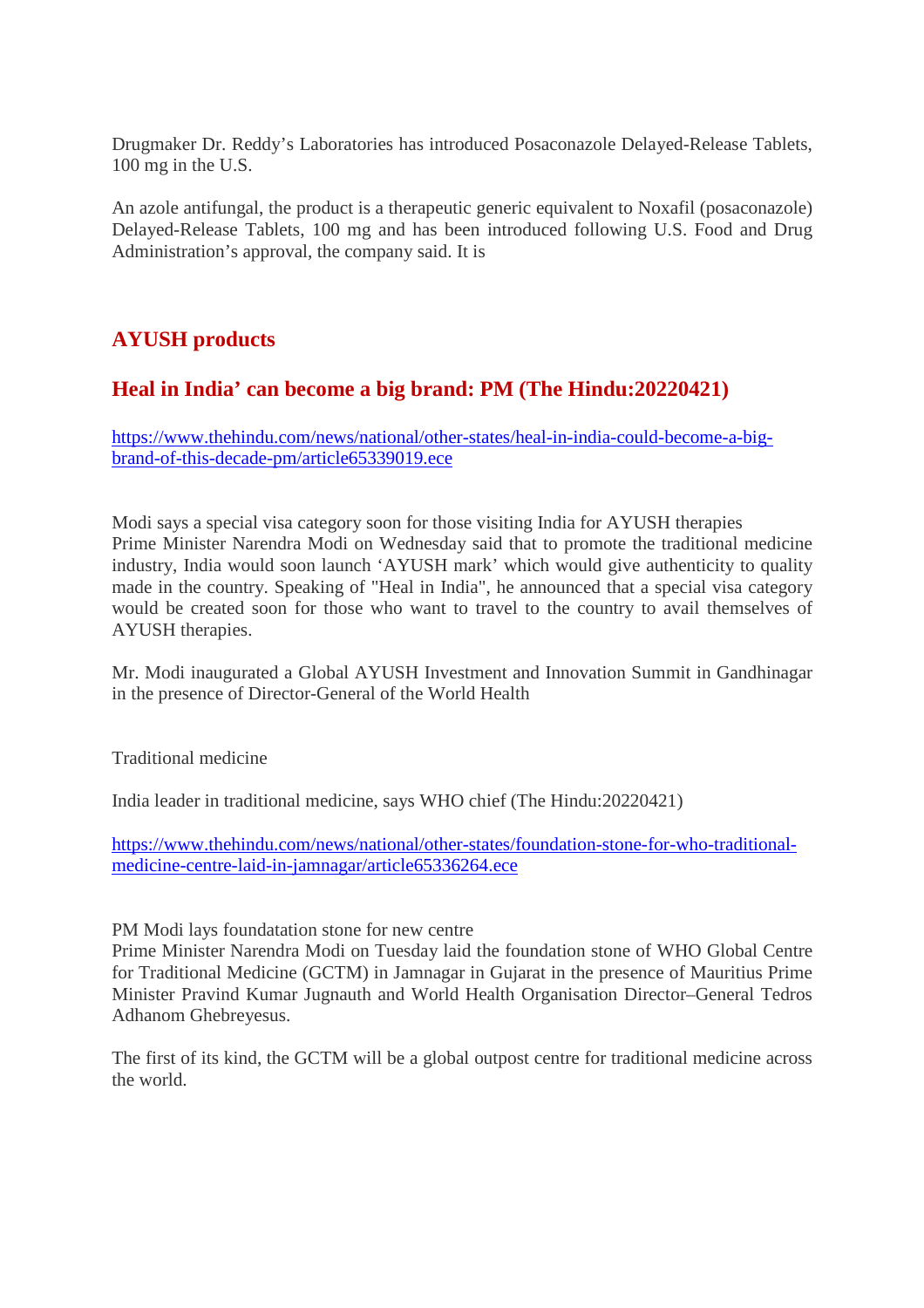Drugmaker Dr. Reddy's Laboratories has introduced Posaconazole Delayed-Release Tablets, 100 mg in the U.S.

An azole antifungal, the product is a therapeutic generic equivalent to Noxafil (posaconazole) Delayed-Release Tablets, 100 mg and has been introduced following U.S. Food and Drug Administration's approval, the company said. It is

## AYUSH products

## Heal in India' can become a big brand: PM (The Hindu:20220421)

[https://www.thehindu.com/news/national/other-states/heal-in-india-could-become-a-big-brand-of-this-decade-pm/article65339019.ece](https://www.thehindu.com/news/national/other-states/heal-in-india-could-become-a-big-brand-of-this-decade-pm/article65339019.ece)

Modi says a special visa category soon for those visiting India for AYUSH therapies
Prime Minister Narendra Modi on Wednesday said that to promote the traditional medicine industry, India would soon launch 'AYUSH mark' which would give authenticity to quality made in the country. Speaking of "Heal in India", he announced that a special visa category would be created soon for those who want to travel to the country to avail themselves of AYUSH therapies.

Mr. Modi inaugurated a Global AYUSH Investment and Innovation Summit in Gandhinagar in the presence of Director-General of the World Health

Traditional medicine

India leader in traditional medicine, says WHO chief (The Hindu:20220421)

[https://www.thehindu.com/news/national/other-states/foundation-stone-for-who-traditional-medicine-centre-laid-in-jamnagar/article65336264.ece](https://www.thehindu.com/news/national/other-states/foundation-stone-for-who-traditional-medicine-centre-laid-in-jamnagar/article65336264.ece)

PM Modi lays foundatation stone for new centre
Prime Minister Narendra Modi on Tuesday laid the foundation stone of WHO Global Centre for Traditional Medicine (GCTM) in Jamnagar in Gujarat in the presence of Mauritius Prime Minister Pravind Kumar Jugnauth and World Health Organisation Director–General Tedros Adhanom Ghebreyesus.

The first of its kind, the GCTM will be a global outpost centre for traditional medicine across the world.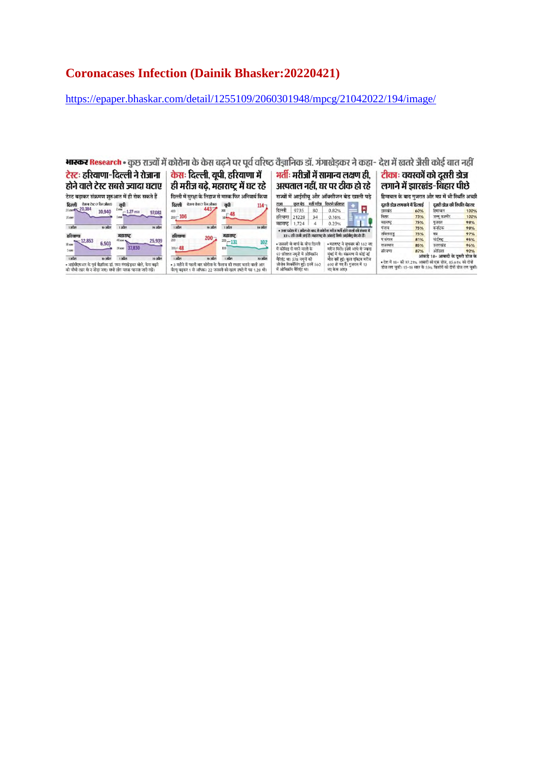# Coronacases Infection (Dainik Bhasker:20220421)

https://epaper.bhaskar.com/detail/1255109/2060301948/mpcg/21042022/194/image/

**भास्कर Research** • कुछ राज्यों में कोरोना के केस बढ़ने पर पूर्व वरिष्ठ वैज्ञानिक डॉ. गंगाखेड़कर ने कहा- देश में खतरे जैसी कोई बात नहीं

## टेस्ट: हरियाणा-दिल्ली ने रोजाना होने वाले टेस्ट सबसे ज्यादा घटाए

टेस्ट बढ़ाकर संक्रमण शुरुआत में ही रोक सकते हैं

दिल्ली (रोजाना टेस्ट 7 दिन औसत)
20,384
10,940
1 अप्रैल
19 अप्रैल

यूपी
1.27 लाख
97,081
1 अप्रैल
19 अप्रैल

हरियाणा
12,853
6,503
1 अप्रैल
19 अप्रैल

महाराष्ट्र
37,830
25,939
1 अप्रैल
19 अप्रैल

• आईसीएमआर के पूर्व वैज्ञानिक डॉ. रमन गंगाखेड़कर बोले, केस बढ़ने को चौथी लहर से न जोड़ा जाए। सभी लोग मास्क पहनना जारी रखें।

## केस: दिल्ली, यूपी, हरियाणा में ही मरीज बढ़े, महाराष्ट्र में घट रहे

दिल्ली में सुरक्षा के लिहाज से मास्क फिर अनिवार्य किया

दिल्ली (रोजाना केस (7 दिन औसत))
106
443
1 अप्रैल
19 अप्रैल

यूपी
48
114
1 अप्रैल
19 अप्रैल

हरियाणा
48
200
1 अप्रैल
19 अप्रैल

महाराष्ट्र
131
102
1 अप्रैल
19 अप्रैल

• 3 महीने में पहली बार कोरोना के फैलाव की रफ्तार बताने वाली आर वैल्यू बढ़कर 1 से अधिक। 22 जनवरी को खत्म हफ्ते में यह 1.28 थी।

## भर्ती: मरीजों में सामान्य लक्षण ही, अस्पताल नहीं, घर पर ठीक हो रहे

राज्यों में आईसीयू और ऑक्सीजन बेड खाली पड़े

| राज्य | कुल बेड | भर्ती मरीज | कितने प्रतिशत |
|---|---|---|---|
| दिल्ली | 9735 | 80 | 0.82% |
| हरियाणा | 21228 | 34 | 0.16% |
| महाराष्ट्र | 1,724 | 4 | 0.23% |

• उत्तर प्रदेश में 1 अप्रैल के बाद से कोरोना मरीज भर्ती होने वालों की संख्या में 33% की कमी आई है। महाराष्ट्र के आंकड़े सिर्फ आईसीयू बेड के हैं।

• जनवरी से मार्च के बीच दिल्ली में कोविड से मरने वालों के 97 प्रतिशत नमूने में ओमिक्रॉन वैरिएंट था। 578 नमूनों की जीनोम सिक्वेंसिंग हुई। इनमें 560 में ओमिक्रॉन वैरिएंट था।

• महाराष्ट्र में बुधवार को 182 नए मरीज मिले। इनमें आधे से ज्यादा मुंबई में थे। संक्रमण से कोई नई मौत नहीं हुई। कुल एक्टिव मरीज 690 के पार हैं। गुजरात में 13 नए केस आए।

## टीका: वयस्कों को दूसरी डोज लगाने में झारखंड-बिहार पीछे

हिमाचल के बाद गुजरात और मप्र में भी स्थिति अच्छी

| दूसरी डोज लगवाने में ढिलाई | | दूसरी डोज की स्थिति बेहतर | |
|---|---|---|---|
| झारखंड | 60% | हिमाचल | 100% |
| बिहार | 73% | जम्मू कश्मीर | 100% |
| महाराष्ट्र | 75% | गुजरात | 98% |
| पंजाब | 75% | कर्नाटक | 98% |
| तमिलनाडु | 75% | मप्र | 97% |
| प. बंगाल | 81% | चंडीगढ़ | 95% |
| राजस्थान | 85% | उत्तराखंड | 96% |
| हरियाणा | 87% | ओडिशा | 90% |

आंकड़े 18+ आबादी के दूसरी डोज के

• देश में 18+ की 97.21% आबादी को एक डोज, 85.61% को दोनों डोज लग चुकी। 15-18 साल के 55% किशोरों को दोनों डोज लग चुकी।